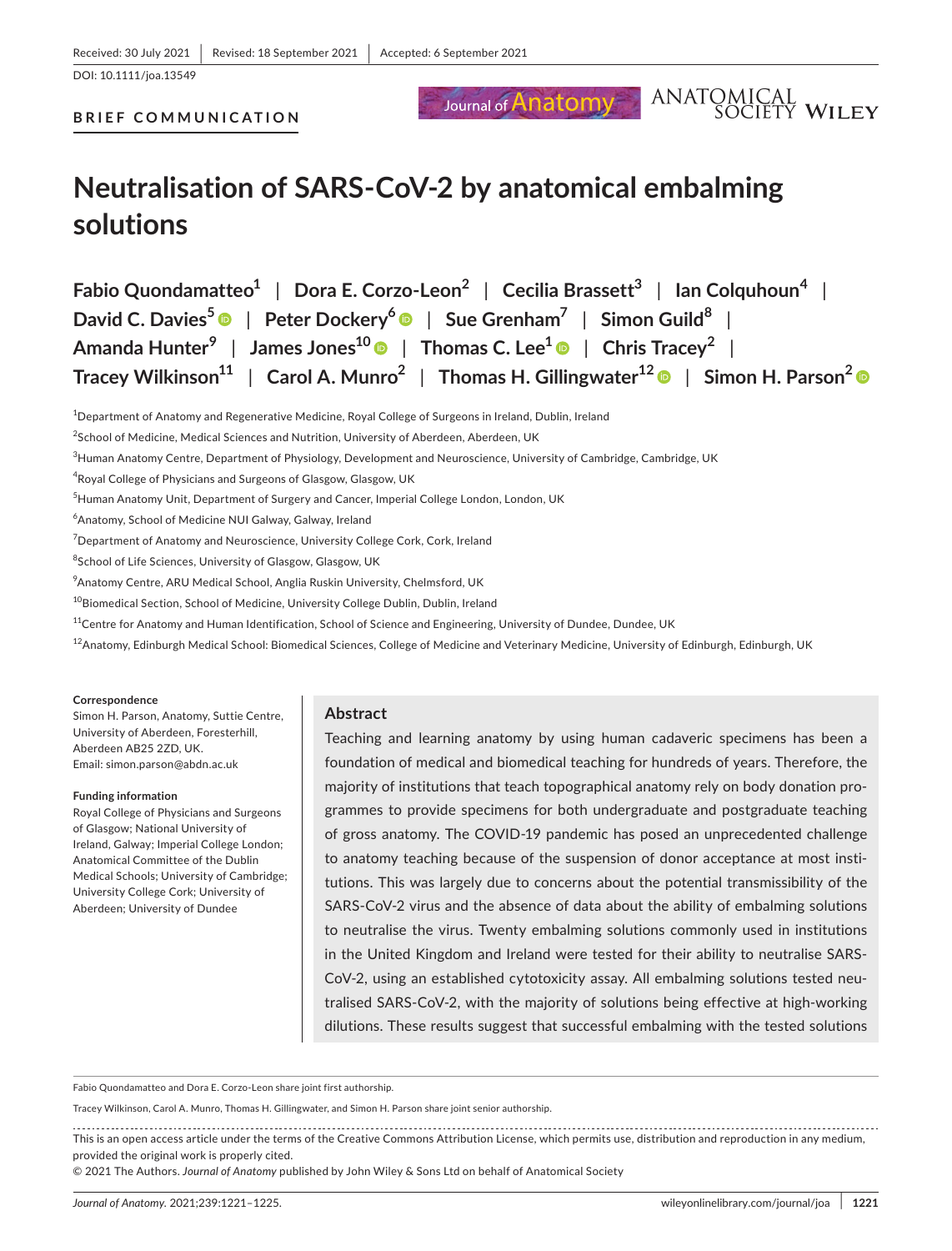Received: 30 July 2021 | Revised: 18 September 2021 | Accepted: 6 September 2021

DOI: 10.1111/joa.13549

**BRIEF COMMUNICATION**

# Neutralisation of SARS-CoV-2 by anatomical embalming solutions

**Fabio Quondamatteo**[1] | **Dora E. Corzo-Leon**[2] | **Cecilia Brassett**[3] | **Ian Colquhoun**[4] | **David C. Davies**[5] | **Peter Dockery**[6] | **Sue Grenham**[7] | **Simon Guild**[8] | **Amanda Hunter**[9] | **James Jones**[10] | **Thomas C. Lee**[1] | **Chris Tracey**[2] | **Tracey Wilkinson**[11] | **Carol A. Munro**[2] | **Thomas H. Gillingwater**[12] | **Simon H. Parson**[2]

[1]Department of Anatomy and Regenerative Medicine, Royal College of Surgeons in Ireland, Dublin, Ireland

[2]School of Medicine, Medical Sciences and Nutrition, University of Aberdeen, Aberdeen, UK

[3]Human Anatomy Centre, Department of Physiology, Development and Neuroscience, University of Cambridge, Cambridge, UK

[4]Royal College of Physicians and Surgeons of Glasgow, Glasgow, UK

[5]Human Anatomy Unit, Department of Surgery and Cancer, Imperial College London, London, UK

[6]Anatomy, School of Medicine NUI Galway, Galway, Ireland

[7]Department of Anatomy and Neuroscience, University College Cork, Cork, Ireland

[8]School of Life Sciences, University of Glasgow, Glasgow, UK

[9]Anatomy Centre, ARU Medical School, Anglia Ruskin University, Chelmsford, UK

[10]Biomedical Section, School of Medicine, University College Dublin, Dublin, Ireland

[11]Centre for Anatomy and Human Identification, School of Science and Engineering, University of Dundee, Dundee, UK

[12]Anatomy, Edinburgh Medical School: Biomedical Sciences, College of Medicine and Veterinary Medicine, University of Edinburgh, Edinburgh, UK

**Correspondence**

Simon H. Parson, Anatomy, Suttie Centre, University of Aberdeen, Foresterhill, Aberdeen AB25 2ZD, UK.
Email: simon.parson@abdn.ac.uk

**Funding information**

Royal College of Physicians and Surgeons of Glasgow; National University of Ireland, Galway; Imperial College London; Anatomical Committee of the Dublin Medical Schools; University of Cambridge; University College Cork; University of Aberdeen; University of Dundee

## Abstract

Teaching and learning anatomy by using human cadaveric specimens has been a foundation of medical and biomedical teaching for hundreds of years. Therefore, the majority of institutions that teach topographical anatomy rely on body donation programmes to provide specimens for both undergraduate and postgraduate teaching of gross anatomy. The COVID-19 pandemic has posed an unprecedented challenge to anatomy teaching because of the suspension of donor acceptance at most institutions. This was largely due to concerns about the potential transmissibility of the SARS-CoV-2 virus and the absence of data about the ability of embalming solutions to neutralise the virus. Twenty embalming solutions commonly used in institutions in the United Kingdom and Ireland were tested for their ability to neutralise SARS-CoV-2, using an established cytotoxicity assay. All embalming solutions tested neutralised SARS-CoV-2, with the majority of solutions being effective at high-working dilutions. These results suggest that successful embalming with the tested solutions

Fabio Quondamatteo and Dora E. Corzo-Leon share joint first authorship.

Tracey Wilkinson, Carol A. Munro, Thomas H. Gillingwater, and Simon H. Parson share joint senior authorship.

This is an open access article under the terms of the Creative Commons Attribution License, which permits use, distribution and reproduction in any medium, provided the original work is properly cited.
© 2021 The Authors. *Journal of Anatomy* published by John Wiley & Sons Ltd on behalf of Anatomical Society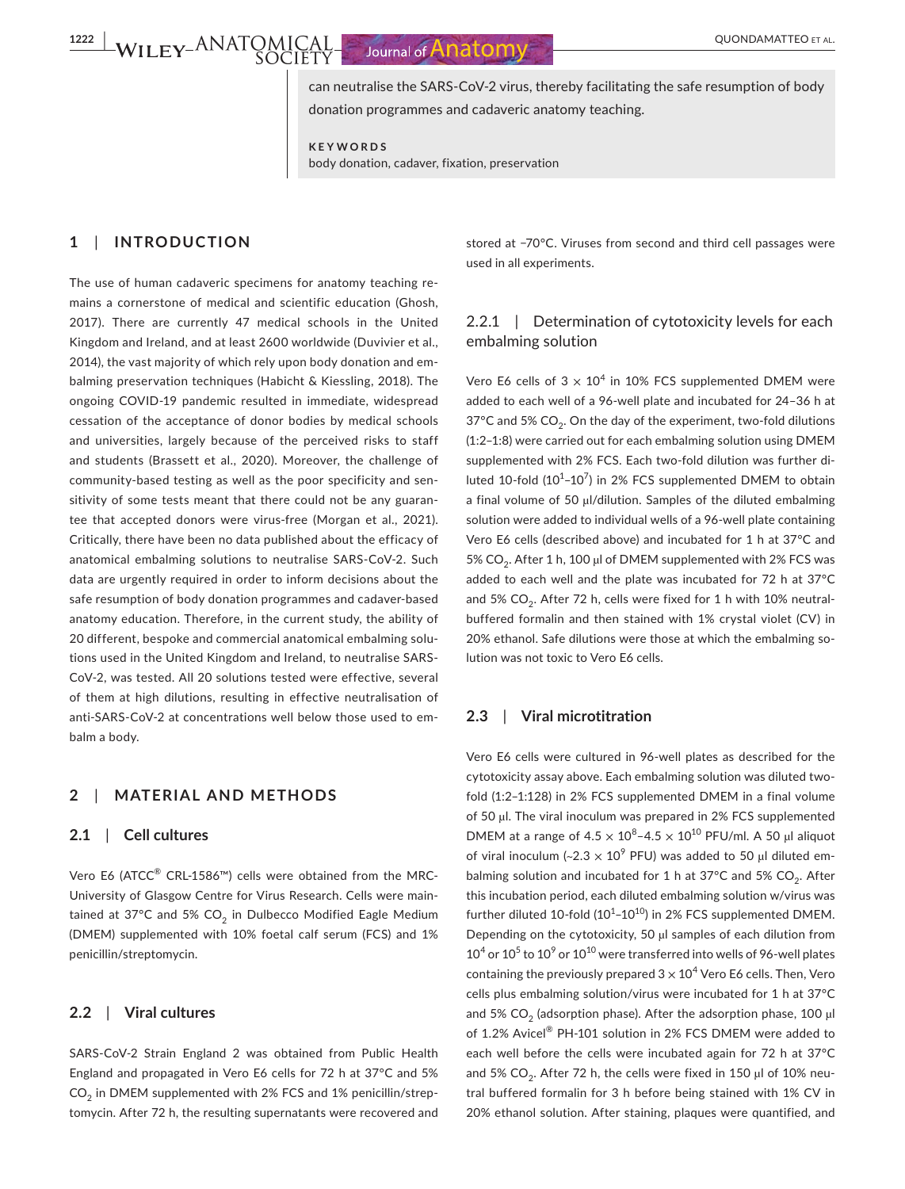can neutralise the SARS-CoV-2 virus, thereby facilitating the safe resumption of body donation programmes and cadaveric anatomy teaching.

**KEYWORDS**

body donation, cadaver, fixation, preservation

## 1 | INTRODUCTION

The use of human cadaveric specimens for anatomy teaching remains a cornerstone of medical and scientific education (Ghosh, 2017). There are currently 47 medical schools in the United Kingdom and Ireland, and at least 2600 worldwide (Duvivier et al., 2014), the vast majority of which rely upon body donation and embalming preservation techniques (Habicht & Kiessling, 2018). The ongoing COVID-19 pandemic resulted in immediate, widespread cessation of the acceptance of donor bodies by medical schools and universities, largely because of the perceived risks to staff and students (Brassett et al., 2020). Moreover, the challenge of community-based testing as well as the poor specificity and sensitivity of some tests meant that there could not be any guarantee that accepted donors were virus-free (Morgan et al., 2021). Critically, there have been no data published about the efficacy of anatomical embalming solutions to neutralise SARS-CoV-2. Such data are urgently required in order to inform decisions about the safe resumption of body donation programmes and cadaver-based anatomy education. Therefore, in the current study, the ability of 20 different, bespoke and commercial anatomical embalming solutions used in the United Kingdom and Ireland, to neutralise SARS-CoV-2, was tested. All 20 solutions tested were effective, several of them at high dilutions, resulting in effective neutralisation of anti-SARS-CoV-2 at concentrations well below those used to embalm a body.

## 2 | MATERIAL AND METHODS

### 2.1 | Cell cultures

Vero E6 (ATCC® CRL-1586™) cells were obtained from the MRC-University of Glasgow Centre for Virus Research. Cells were maintained at 37°C and 5% $CO_2$ in Dulbecco Modified Eagle Medium (DMEM) supplemented with 10% foetal calf serum (FCS) and 1% penicillin/streptomycin.

### 2.2 | Viral cultures

SARS-CoV-2 Strain England 2 was obtained from Public Health England and propagated in Vero E6 cells for 72 h at 37°C and 5% $CO_2$ in DMEM supplemented with 2% FCS and 1% penicillin/streptomycin. After 72 h, the resulting supernatants were recovered and stored at −70°C. Viruses from second and third cell passages were used in all experiments.

#### 2.2.1 | Determination of cytotoxicity levels for each embalming solution

Vero E6 cells of $3 \times 10^4$ in 10% FCS supplemented DMEM were added to each well of a 96-well plate and incubated for 24–36 h at 37°C and 5% $CO_2$. On the day of the experiment, two-fold dilutions (1:2–1:8) were carried out for each embalming solution using DMEM supplemented with 2% FCS. Each two-fold dilution was further diluted 10-fold ($10^1$–$10^7$) in 2% FCS supplemented DMEM to obtain a final volume of 50 μl/dilution. Samples of the diluted embalming solution were added to individual wells of a 96-well plate containing Vero E6 cells (described above) and incubated for 1 h at 37°C and 5% $CO_2$. After 1 h, 100 μl of DMEM supplemented with 2% FCS was added to each well and the plate was incubated for 72 h at 37°C and 5% $CO_2$. After 72 h, cells were fixed for 1 h with 10% neutral-buffered formalin and then stained with 1% crystal violet (CV) in 20% ethanol. Safe dilutions were those at which the embalming solution was not toxic to Vero E6 cells.

### 2.3 | Viral microtitration

Vero E6 cells were cultured in 96-well plates as described for the cytotoxicity assay above. Each embalming solution was diluted two-fold (1:2–1:128) in 2% FCS supplemented DMEM in a final volume of 50 μl. The viral inoculum was prepared in 2% FCS supplemented DMEM at a range of $4.5 \times 10^8$–$4.5 \times 10^{10}$ PFU/ml. A 50 μl aliquot of viral inoculum (~$2.3 \times 10^9$ PFU) was added to 50 μl diluted embalming solution and incubated for 1 h at 37°C and 5% $CO_2$. After this incubation period, each diluted embalming solution w/virus was further diluted 10-fold ($10^1$–$10^{10}$) in 2% FCS supplemented DMEM. Depending on the cytotoxicity, 50 μl samples of each dilution from $10^4$ or $10^5$ to $10^9$ or $10^{10}$ were transferred into wells of 96-well plates containing the previously prepared $3 \times 10^4$ Vero E6 cells. Then, Vero cells plus embalming solution/virus were incubated for 1 h at 37°C and 5% $CO_2$ (adsorption phase). After the adsorption phase, 100 μl of 1.2% Avicel® PH-101 solution in 2% FCS DMEM were added to each well before the cells were incubated again for 72 h at 37°C and 5% $CO_2$. After 72 h, the cells were fixed in 150 μl of 10% neutral buffered formalin for 3 h before being stained with 1% CV in 20% ethanol solution. After staining, plaques were quantified, and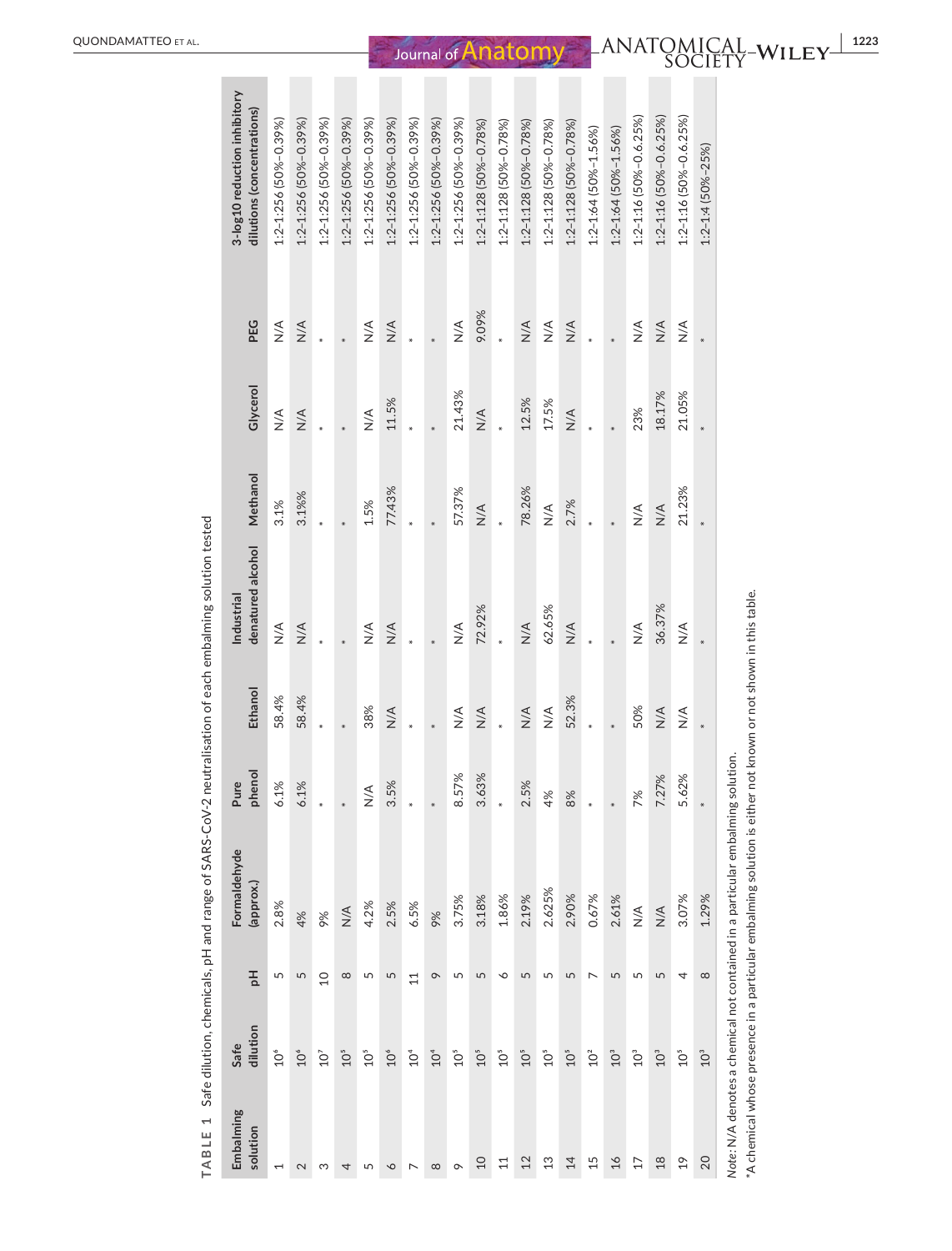**TABLE 1** Safe dilution, chemicals, pH and range of SARS-CoV-2 neutralisation of each embalming solution tested

| Embalming solution | Safe dilution | pH | Formaldehyde (approx.) | Pure phenol | Ethanol | Industrial denatured alcohol | Methanol | Glycerol | PEG | 3-log10 reduction inhibitory dilutions (concentrations) |
|---|---|---|---|---|---|---|---|---|---|---|
| 1 | $10^6$ | 5 | 2.8% | 6.1% | 58.4% | N/A | 3.1% | N/A | N/A | 1:2–1:256 (50%–0.39%) |
| 2 | $10^6$ | 5 | 4% | 6.1% | 58.4% | N/A | 3.1%% | N/A | N/A | 1:2–1:256 (50%–0.39%) |
| 3 | $10^7$ | 10 | 9% | * | * | * | * | * | * | 1:2–1:256 (50%–0.39%) |
| 4 | $10^5$ | 8 | N/A | * | * | * | * | * | * | 1:2–1:256 (50%–0.39%) |
| 5 | $10^5$ | 5 | 4.2% | N/A | 38% | N/A | 1.5% | N/A | N/A | 1:2–1:256 (50%–0.39%) |
| 6 | $10^6$ | 5 | 2.5% | 3.5% | N/A | N/A | 77.43% | 11.5% | N/A | 1:2–1:256 (50%–0.39%) |
| 7 | $10^4$ | 11 | 6.5% | * | * | * | * | * | * | 1:2–1:256 (50%–0.39%) |
| 8 | $10^4$ | 9 | 9% | * | * | * | * | * | * | 1:2–1:256 (50%–0.39%) |
| 9 | $10^5$ | 5 | 3.75% | 8.57% | N/A | N/A | 57.37% | 21.43% | N/A | 1:2–1:256 (50%–0.39%) |
| 10 | $10^5$ | 5 | 3.18% | 3.63% | N/A | 72.92% | N/A | N/A | 9.09% | 1:2–1:128 (50%–0.78%) |
| 11 | $10^5$ | 6 | 1.86% | * | * | * | * | * | * | 1:2–1:128 (50%–0.78%) |
| 12 | $10^5$ | 5 | 2.19% | 2.5% | N/A | N/A | 78.26% | 12.5% | N/A | 1:2–1:128 (50%–0.78%) |
| 13 | $10^5$ | 5 | 2.625% | 4% | N/A | 62.65% | N/A | 17.5% | N/A | 1:2–1:128 (50%–0.78%) |
| 14 | $10^5$ | 5 | 2.90% | 8% | 52.3% | N/A | 2.7% | N/A | N/A | 1:2–1:128 (50%–0.78%) |
| 15 | $10^2$ | 7 | 0.67% | * | * | * | * | * | * | 1:2–1:64 (50%–1.56%) |
| 16 | $10^3$ | 5 | 2.61% | * | * | * | * | * | * | 1:2–1:64 (50%–1.56%) |
| 17 | $10^3$ | 5 | N/A | 7% | 50% | N/A | N/A | 23% | N/A | 1:2–1:16 (50%–0.6.25%) |
| 18 | $10^3$ | 5 | N/A | 7.27% | N/A | 36.37% | N/A | 18.17% | N/A | 1:2–1:16 (50%–0.6.25%) |
| 19 | $10^5$ | 4 | 3.07% | 5.62% | N/A | N/A | 21.23% | 21.05% | N/A | 1:2–1:16 (50%–0.6.25%) |
| 20 | $10^3$ | 8 | 1.29% | * | * | * | * | * | * | 1:2–1:4 (50%–25%) |

*Note*: N/A denotes a chemical not contained in a particular embalming solution.
*A chemical whose presence in a particular embalming solution is either not known or not shown in this table.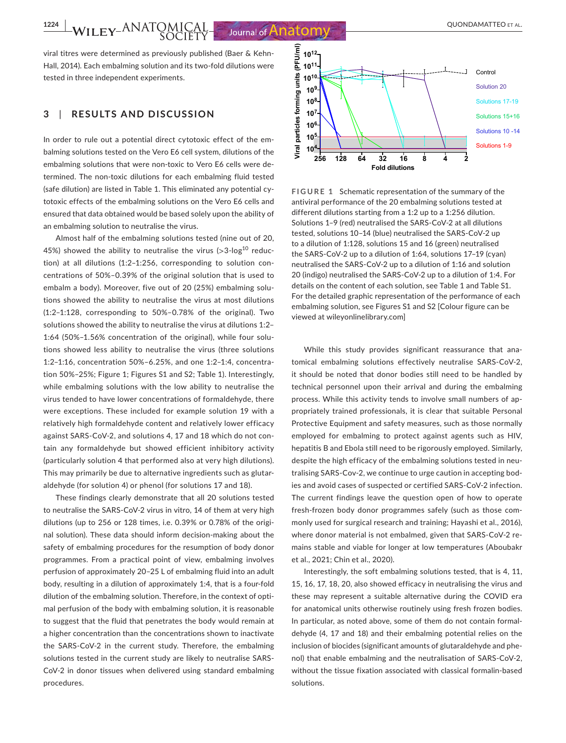viral titres were determined as previously published (Baer & Kehn-Hall, 2014). Each embalming solution and its two-fold dilutions were tested in three independent experiments.

## 3 | RESULTS AND DISCUSSION

In order to rule out a potential direct cytotoxic effect of the embalming solutions tested on the Vero E6 cell system, dilutions of the embalming solutions that were non-toxic to Vero E6 cells were determined. The non-toxic dilutions for each embalming fluid tested (safe dilution) are listed in Table 1. This eliminated any potential cytotoxic effects of the embalming solutions on the Vero E6 cells and ensured that data obtained would be based solely upon the ability of an embalming solution to neutralise the virus.

Almost half of the embalming solutions tested (nine out of 20, 45%) showed the ability to neutralise the virus (>3-log[10] reduction) at all dilutions (1:2–1:256, corresponding to solution concentrations of 50%–0.39% of the original solution that is used to embalm a body). Moreover, five out of 20 (25%) embalming solutions showed the ability to neutralise the virus at most dilutions (1:2–1:128, corresponding to 50%–0.78% of the original). Two solutions showed the ability to neutralise the virus at dilutions 1:2–1:64 (50%–1.56% concentration of the original), while four solutions showed less ability to neutralise the virus (three solutions 1:2–1:16, concentration 50%–6.25%, and one 1:2–1:4, concentration 50%–25%; Figure 1; Figures S1 and S2; Table 1). Interestingly, while embalming solutions with the low ability to neutralise the virus tended to have lower concentrations of formaldehyde, there were exceptions. These included for example solution 19 with a relatively high formaldehyde content and relatively lower efficacy against SARS-CoV-2, and solutions 4, 17 and 18 which do not contain any formaldehyde but showed efficient inhibitory activity (particularly solution 4 that performed also at very high dilutions). This may primarily be due to alternative ingredients such as glutaraldehyde (for solution 4) or phenol (for solutions 17 and 18).

These findings clearly demonstrate that all 20 solutions tested to neutralise the SARS-CoV-2 virus in vitro, 14 of them at very high dilutions (up to 256 or 128 times, i.e. 0.39% or 0.78% of the original solution). These data should inform decision-making about the safety of embalming procedures for the resumption of body donor programmes. From a practical point of view, embalming involves perfusion of approximately 20–25 L of embalming fluid into an adult body, resulting in a dilution of approximately 1:4, that is a four-fold dilution of the embalming solution. Therefore, in the context of optimal perfusion of the body with embalming solution, it is reasonable to suggest that the fluid that penetrates the body would remain at a higher concentration than the concentrations shown to inactivate the SARS-CoV-2 in the current study. Therefore, the embalming solutions tested in the current study are likely to neutralise SARS-CoV-2 in donor tissues when delivered using standard embalming procedures.

**FIGURE 1** Schematic representation of the summary of the antiviral performance of the 20 embalming solutions tested at different dilutions starting from a 1:2 up to a 1:256 dilution. Solutions 1–9 (red) neutralised the SARS-CoV-2 at all dilutions tested, solutions 10–14 (blue) neutralised the SARS-CoV-2 up to a dilution of 1:128, solutions 15 and 16 (green) neutralised the SARS-CoV-2 up to a dilution of 1:64, solutions 17–19 (cyan) neutralised the SARS-CoV-2 up to a dilution of 1:16 and solution 20 (indigo) neutralised the SARS-CoV-2 up to a dilution of 1:4. For details on the content of each solution, see Table 1 and Table S1. For the detailed graphic representation of the performance of each embalming solution, see Figures S1 and S2 [Colour figure can be viewed at wileyonlinelibrary.com]

While this study provides significant reassurance that anatomical embalming solutions effectively neutralise SARS-CoV-2, it should be noted that donor bodies still need to be handled by technical personnel upon their arrival and during the embalming process. While this activity tends to involve small numbers of appropriately trained professionals, it is clear that suitable Personal Protective Equipment and safety measures, such as those normally employed for embalming to protect against agents such as HIV, hepatitis B and Ebola still need to be rigorously employed. Similarly, despite the high efficacy of the embalming solutions tested in neutralising SARS-Cov-2, we continue to urge caution in accepting bodies and avoid cases of suspected or certified SARS-CoV-2 infection. The current findings leave the question open of how to operate fresh-frozen body donor programmes safely (such as those commonly used for surgical research and training; Hayashi et al., 2016), where donor material is not embalmed, given that SARS-CoV-2 remains stable and viable for longer at low temperatures (Aboubakr et al., 2021; Chin et al., 2020).

Interestingly, the soft embalming solutions tested, that is 4, 11, 15, 16, 17, 18, 20, also showed efficacy in neutralising the virus and these may represent a suitable alternative during the COVID era for anatomical units otherwise routinely using fresh frozen bodies. In particular, as noted above, some of them do not contain formaldehyde (4, 17 and 18) and their embalming potential relies on the inclusion of biocides (significant amounts of glutaraldehyde and phenol) that enable embalming and the neutralisation of SARS-CoV-2, without the tissue fixation associated with classical formalin-based solutions.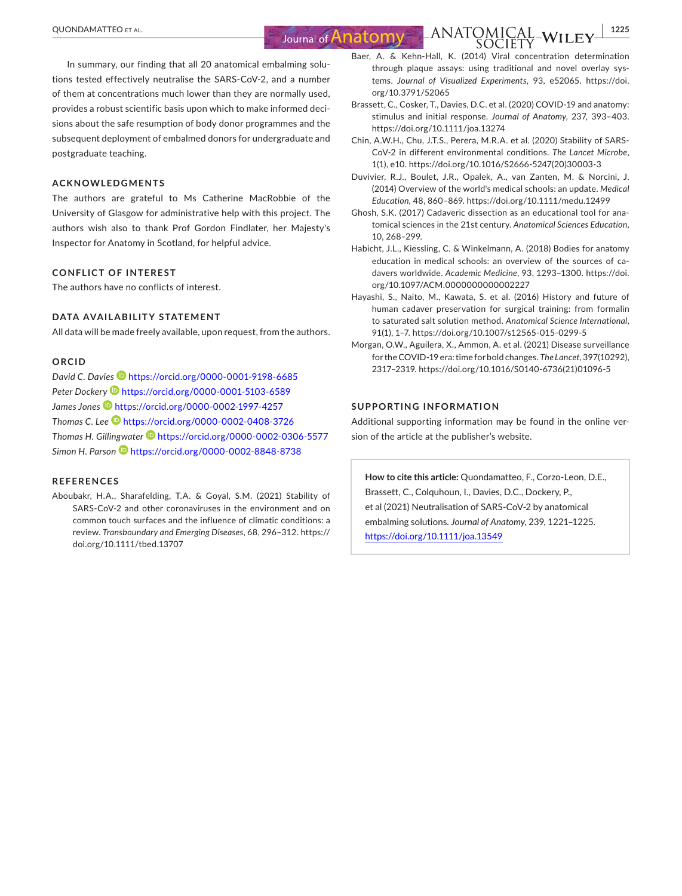In summary, our finding that all 20 anatomical embalming solutions tested effectively neutralise the SARS-CoV-2, and a number of them at concentrations much lower than they are normally used, provides a robust scientific basis upon which to make informed decisions about the safe resumption of body donor programmes and the subsequent deployment of embalmed donors for undergraduate and postgraduate teaching.

## ACKNOWLEDGMENTS

The authors are grateful to Ms Catherine MacRobbie of the University of Glasgow for administrative help with this project. The authors wish also to thank Prof Gordon Findlater, her Majesty's Inspector for Anatomy in Scotland, for helpful advice.

## CONFLICT OF INTEREST

The authors have no conflicts of interest.

## DATA AVAILABILITY STATEMENT

All data will be made freely available, upon request, from the authors.

## ORCID

*David C. Davies* https://orcid.org/0000-0001-9198-6685
*Peter Dockery* https://orcid.org/0000-0001-5103-6589
*James Jones* https://orcid.org/0000-0002-1997-4257
*Thomas C. Lee* https://orcid.org/0000-0002-0408-3726
*Thomas H. Gillingwater* https://orcid.org/0000-0002-0306-5577
*Simon H. Parson* https://orcid.org/0000-0002-8848-8738

## REFERENCES

Aboubakr, H.A., Sharafelding, T.A. & Goyal, S.M. (2021) Stability of SARS-CoV-2 and other coronaviruses in the environment and on common touch surfaces and the influence of climatic conditions: a review. *Transboundary and Emerging Diseases*, 68, 296–312. https://doi.org/10.1111/tbed.13707

Baer, A. & Kehn-Hall, K. (2014) Viral concentration determination through plaque assays: using traditional and novel overlay systems. *Journal of Visualized Experiments*, 93, e52065. https://doi.org/10.3791/52065

Brassett, C., Cosker, T., Davies, D.C. et al. (2020) COVID-19 and anatomy: stimulus and initial response. *Journal of Anatomy*, 237, 393–403. https://doi.org/10.1111/joa.13274

Chin, A.W.H., Chu, J.T.S., Perera, M.R.A. et al. (2020) Stability of SARS-CoV-2 in different environmental conditions. *The Lancet Microbe*, 1(1), e10. https://doi.org/10.1016/S2666-5247(20)30003-3

Duvivier, R.J., Boulet, J.R., Opalek, A., van Zanten, M. & Norcini, J. (2014) Overview of the world's medical schools: an update. *Medical Education*, 48, 860–869. https://doi.org/10.1111/medu.12499

Ghosh, S.K. (2017) Cadaveric dissection as an educational tool for anatomical sciences in the 21st century. *Anatomical Sciences Education*, 10, 268–299.

Habicht, J.L., Kiessling, C. & Winkelmann, A. (2018) Bodies for anatomy education in medical schools: an overview of the sources of cadavers worldwide. *Academic Medicine*, 93, 1293–1300. https://doi.org/10.1097/ACM.0000000000002227

Hayashi, S., Naito, M., Kawata, S. et al. (2016) History and future of human cadaver preservation for surgical training: from formalin to saturated salt solution method. *Anatomical Science International*, 91(1), 1–7. https://doi.org/10.1007/s12565-015-0299-5

Morgan, O.W., Aguilera, X., Ammon, A. et al. (2021) Disease surveillance for the COVID-19 era: time for bold changes. *The Lancet*, 397(10292), 2317–2319. https://doi.org/10.1016/S0140-6736(21)01096-5

## SUPPORTING INFORMATION

Additional supporting information may be found in the online version of the article at the publisher's website.

**How to cite this article:** Quondamatteo, F., Corzo-Leon, D.E., Brassett, C., Colquhoun, I., Davies, D.C., Dockery, P., et al (2021) Neutralisation of SARS-CoV-2 by anatomical embalming solutions. *Journal of Anatomy*, 239, 1221–1225. https://doi.org/10.1111/joa.13549